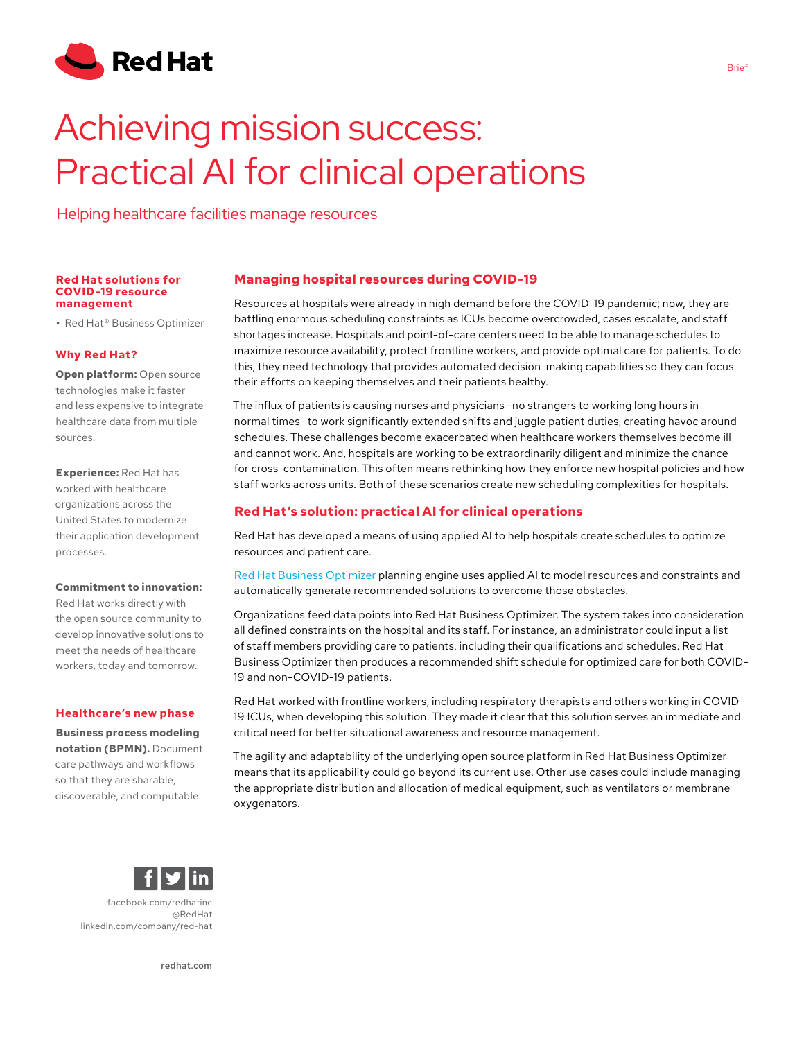# Achieving mission success: Practical AI for clinical operations

Helping healthcare facilities manage resources

## Managing hospital resources during COVID-19

Resources at hospitals were already in high demand before the COVID-19 pandemic; now, they are battling enormous scheduling constraints as ICUs become overcrowded, cases escalate, and staff shortages increase. Hospitals and point-of-care centers need to be able to manage schedules to maximize resource availability, protect frontline workers, and provide optimal care for patients. To do this, they need technology that provides automated decision-making capabilities so they can focus their efforts on keeping themselves and their patients healthy.

The influx of patients is causing nurses and physicians—no strangers to working long hours in normal times—to work significantly extended shifts and juggle patient duties, creating havoc around schedules. These challenges become exacerbated when healthcare workers themselves become ill and cannot work. And, hospitals are working to be extraordinarily diligent and minimize the chance for cross-contamination. This often means rethinking how they enforce new hospital policies and how staff works across units. Both of these scenarios create new scheduling complexities for hospitals.

## Red Hat's solution: practical AI for clinical operations

Red Hat has developed a means of using applied AI to help hospitals create schedules to optimize resources and patient care.

Red Hat Business Optimizer planning engine uses applied AI to model resources and constraints and automatically generate recommended solutions to overcome those obstacles.

Organizations feed data points into Red Hat Business Optimizer. The system takes into consideration all defined constraints on the hospital and its staff. For instance, an administrator could input a list of staff members providing care to patients, including their qualifications and schedules. Red Hat Business Optimizer then produces a recommended shift schedule for optimized care for both COVID-19 and non-COVID-19 patients.

Red Hat worked with frontline workers, including respiratory therapists and others working in COVID-19 ICUs, when developing this solution. They made it clear that this solution serves an immediate and critical need for better situational awareness and resource management.

The agility and adaptability of the underlying open source platform in Red Hat Business Optimizer means that its applicability could go beyond its current use. Other use cases could include managing the appropriate distribution and allocation of medical equipment, such as ventilators or membrane oxygenators.

### Red Hat solutions for COVID-19 resource management

- Red Hat® Business Optimizer

### Why Red Hat?

**Open platform:** Open source technologies make it faster and less expensive to integrate healthcare data from multiple sources.

**Experience:** Red Hat has worked with healthcare organizations across the United States to modernize their application development processes.

**Commitment to innovation:** Red Hat works directly with the open source community to develop innovative solutions to meet the needs of healthcare workers, today and tomorrow.

### Healthcare's new phase

**Business process modeling notation (BPMN).** Document care pathways and workflows so that they are sharable, discoverable, and computable.

facebook.com/redhatinc
@RedHat
linkedin.com/company/red-hat

redhat.com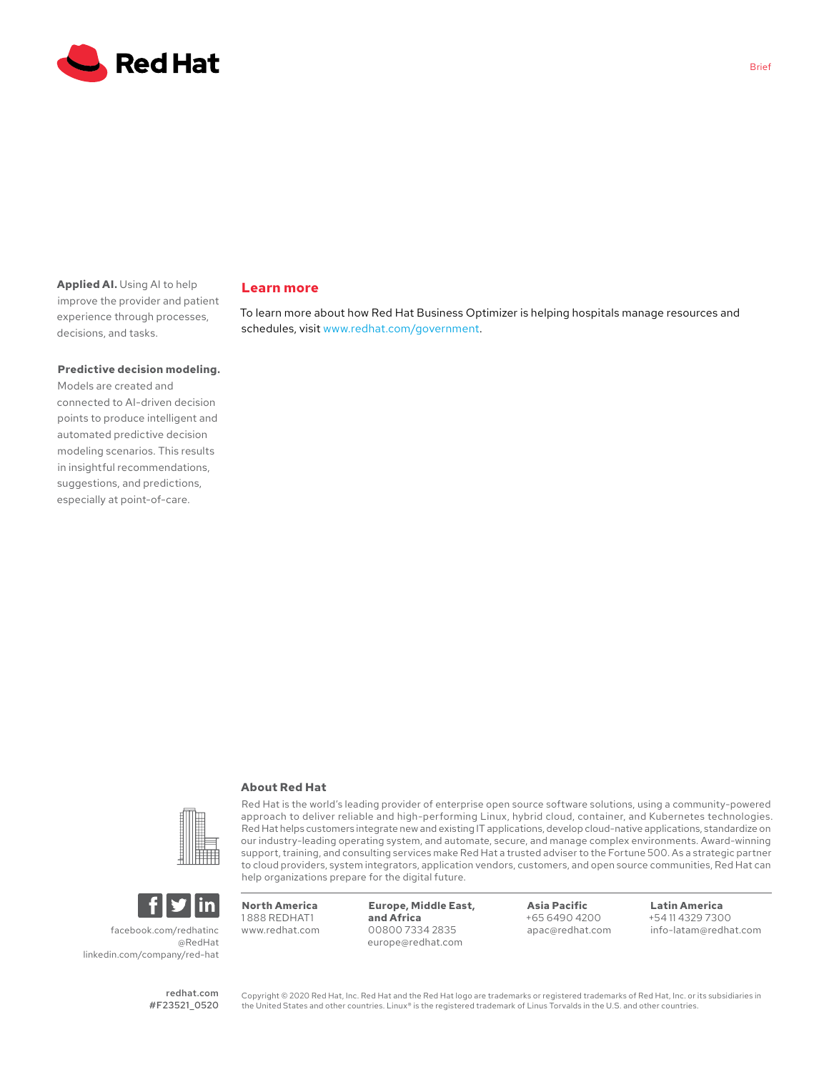**Applied AI.** Using AI to help improve the provider and patient experience through processes, decisions, and tasks.

**Predictive decision modeling.** Models are created and connected to AI-driven decision points to produce intelligent and automated predictive decision modeling scenarios. This results in insightful recommendations, suggestions, and predictions, especially at point-of-care.

## Learn more

To learn more about how Red Hat Business Optimizer is helping hospitals manage resources and schedules, visit www.redhat.com/government.

### About Red Hat

Red Hat is the world's leading provider of enterprise open source software solutions, using a community-powered approach to deliver reliable and high-performing Linux, hybrid cloud, container, and Kubernetes technologies. Red Hat helps customers integrate new and existing IT applications, develop cloud-native applications, standardize on our industry-leading operating system, and automate, secure, and manage complex environments. Award-winning support, training, and consulting services make Red Hat a trusted adviser to the Fortune 500. As a strategic partner to cloud providers, system integrators, application vendors, customers, and open source communities, Red Hat can help organizations prepare for the digital future.

facebook.com/redhatinc
@RedHat
linkedin.com/company/red-hat

**North America**
1 888 REDHAT1
www.redhat.com

**Europe, Middle East, and Africa**
00800 7334 2835
europe@redhat.com

**Asia Pacific**
+65 6490 4200
apac@redhat.com

**Latin America**
+54 11 4329 7300
info-latam@redhat.com

redhat.com
#F23521_0520

Copyright © 2020 Red Hat, Inc. Red Hat and the Red Hat logo are trademarks or registered trademarks of Red Hat, Inc. or its subsidiaries in the United States and other countries. Linux® is the registered trademark of Linus Torvalds in the U.S. and other countries.